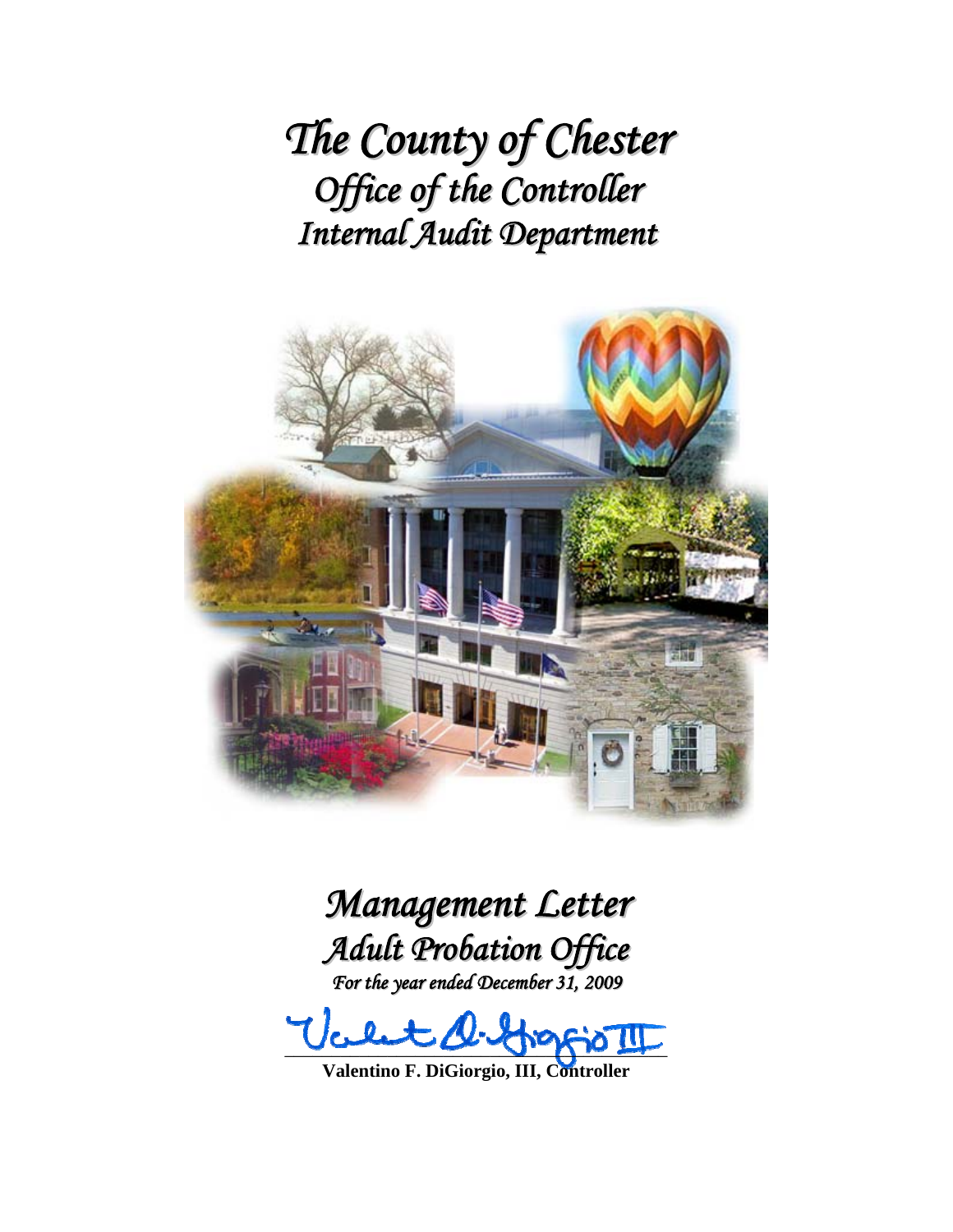# *The County of Chester*
## *Office of the Controller*
## *Internal Audit Department*

# *Management Letter*
## *Adult Probation Office*
*For the year ended December 31, 2009*

**Valentino F. DiGiorgio, III, Controller**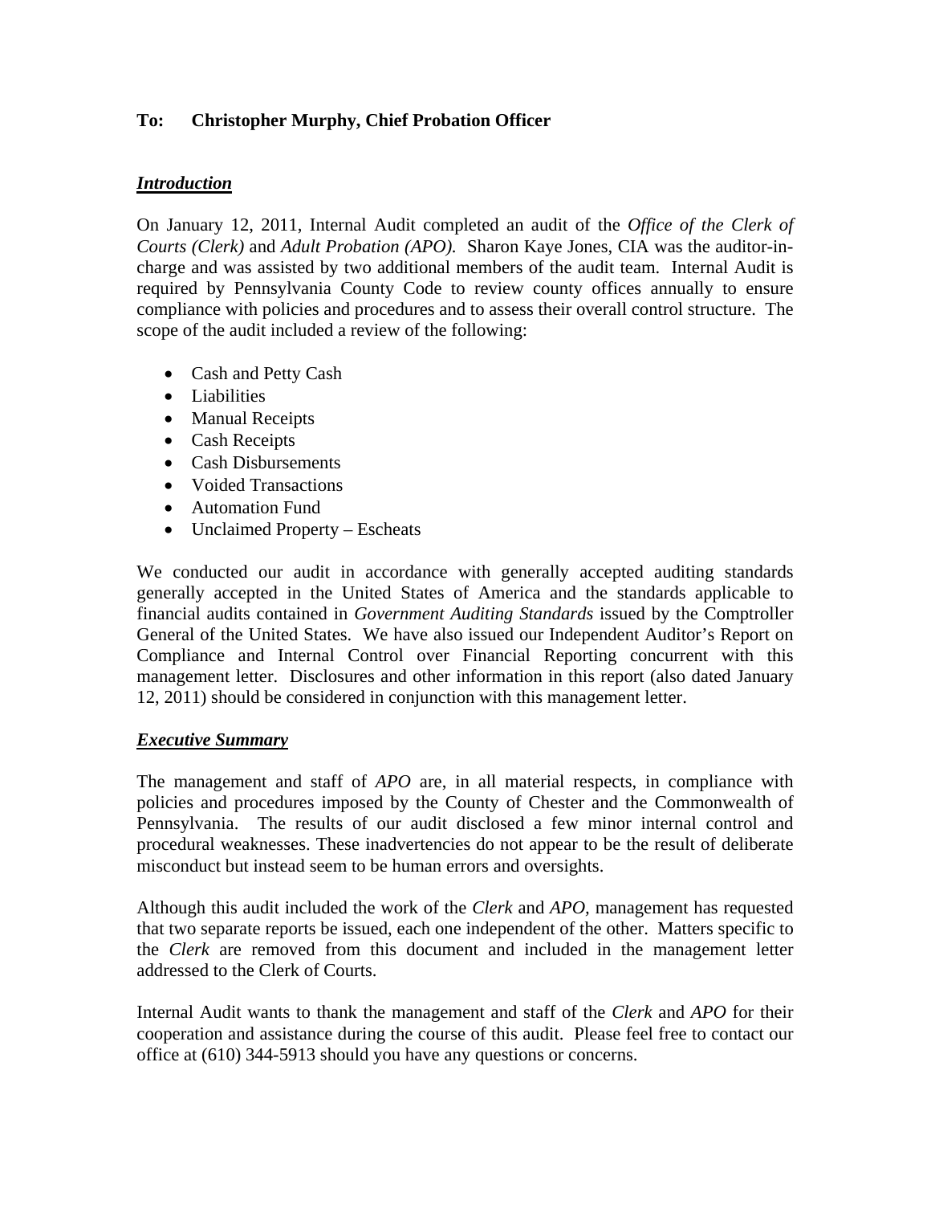**To: Christopher Murphy, Chief Probation Officer**

***Introduction***

On January 12, 2011, Internal Audit completed an audit of the *Office of the Clerk of Courts (Clerk)* and *Adult Probation (APO).* Sharon Kaye Jones, CIA was the auditor-in-charge and was assisted by two additional members of the audit team. Internal Audit is required by Pennsylvania County Code to review county offices annually to ensure compliance with policies and procedures and to assess their overall control structure. The scope of the audit included a review of the following:

- Cash and Petty Cash
- Liabilities
- Manual Receipts
- Cash Receipts
- Cash Disbursements
- Voided Transactions
- Automation Fund
- Unclaimed Property – Escheats

We conducted our audit in accordance with generally accepted auditing standards generally accepted in the United States of America and the standards applicable to financial audits contained in *Government Auditing Standards* issued by the Comptroller General of the United States. We have also issued our Independent Auditor's Report on Compliance and Internal Control over Financial Reporting concurrent with this management letter. Disclosures and other information in this report (also dated January 12, 2011) should be considered in conjunction with this management letter.

***Executive Summary***

The management and staff of *APO* are, in all material respects, in compliance with policies and procedures imposed by the County of Chester and the Commonwealth of Pennsylvania. The results of our audit disclosed a few minor internal control and procedural weaknesses. These inadvertencies do not appear to be the result of deliberate misconduct but instead seem to be human errors and oversights.

Although this audit included the work of the *Clerk* and *APO*, management has requested that two separate reports be issued, each one independent of the other. Matters specific to the *Clerk* are removed from this document and included in the management letter addressed to the Clerk of Courts.

Internal Audit wants to thank the management and staff of the *Clerk* and *APO* for their cooperation and assistance during the course of this audit. Please feel free to contact our office at (610) 344-5913 should you have any questions or concerns.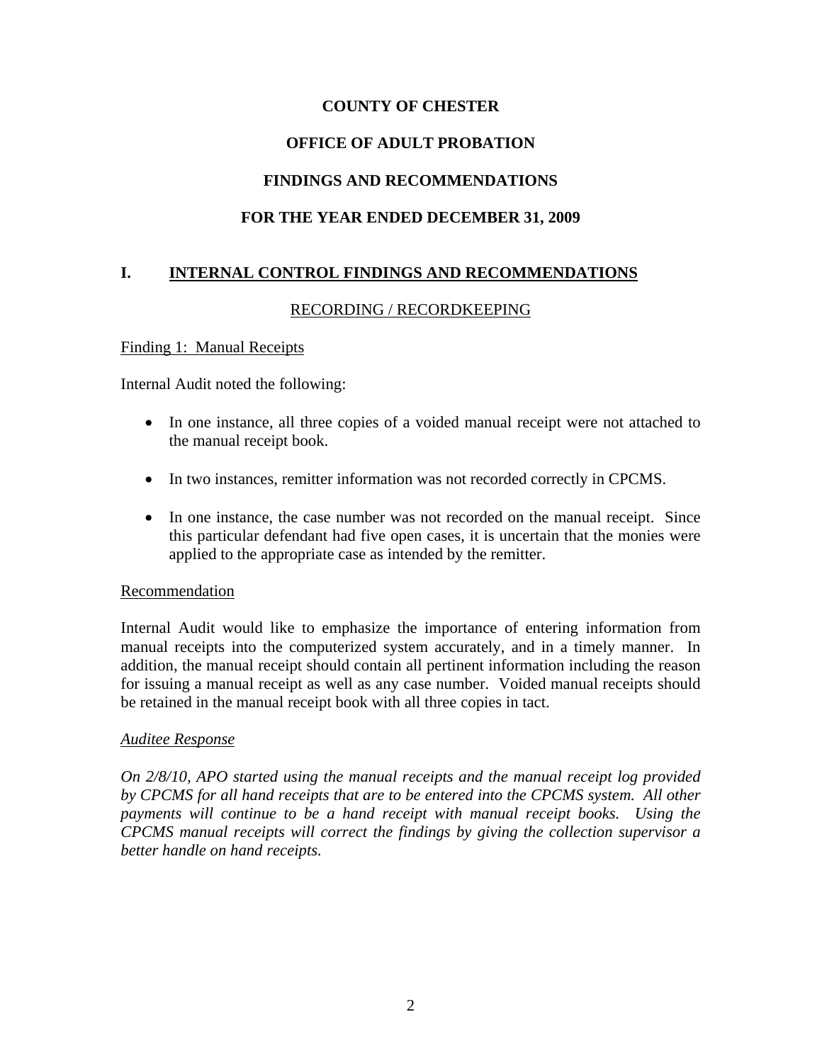# COUNTY OF CHESTER

## OFFICE OF ADULT PROBATION

## FINDINGS AND RECOMMENDATIONS

## FOR THE YEAR ENDED DECEMBER 31, 2009

### I. INTERNAL CONTROL FINDINGS AND RECOMMENDATIONS

#### RECORDING / RECORDKEEPING

Finding 1: Manual Receipts

Internal Audit noted the following:

- In one instance, all three copies of a voided manual receipt were not attached to the manual receipt book.
- In two instances, remitter information was not recorded correctly in CPCMS.
- In one instance, the case number was not recorded on the manual receipt. Since this particular defendant had five open cases, it is uncertain that the monies were applied to the appropriate case as intended by the remitter.

Recommendation

Internal Audit would like to emphasize the importance of entering information from manual receipts into the computerized system accurately, and in a timely manner. In addition, the manual receipt should contain all pertinent information including the reason for issuing a manual receipt as well as any case number. Voided manual receipts should be retained in the manual receipt book with all three copies in tact.

*Auditee Response*

*On 2/8/10, APO started using the manual receipts and the manual receipt log provided by CPCMS for all hand receipts that are to be entered into the CPCMS system. All other payments will continue to be a hand receipt with manual receipt books. Using the CPCMS manual receipts will correct the findings by giving the collection supervisor a better handle on hand receipts.*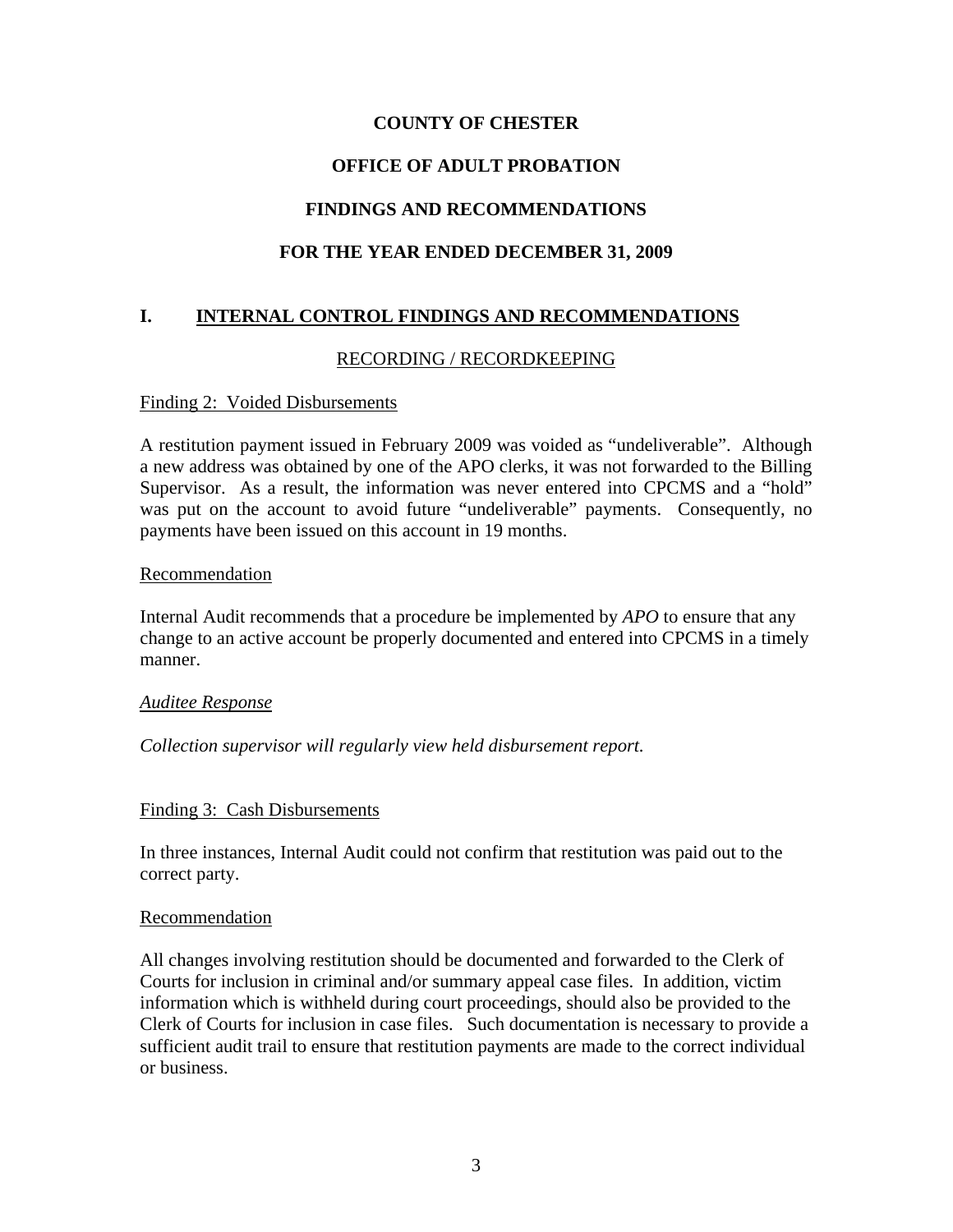**COUNTY OF CHESTER**

**OFFICE OF ADULT PROBATION**

**FINDINGS AND RECOMMENDATIONS**

**FOR THE YEAR ENDED DECEMBER 31, 2009**

## I. INTERNAL CONTROL FINDINGS AND RECOMMENDATIONS

RECORDING / RECORDKEEPING

Finding 2: Voided Disbursements

A restitution payment issued in February 2009 was voided as "undeliverable". Although a new address was obtained by one of the APO clerks, it was not forwarded to the Billing Supervisor. As a result, the information was never entered into CPCMS and a "hold" was put on the account to avoid future "undeliverable" payments. Consequently, no payments have been issued on this account in 19 months.

Recommendation

Internal Audit recommends that a procedure be implemented by *APO* to ensure that any change to an active account be properly documented and entered into CPCMS in a timely manner.

*Auditee Response*

*Collection supervisor will regularly view held disbursement report.*

Finding 3: Cash Disbursements

In three instances, Internal Audit could not confirm that restitution was paid out to the correct party.

Recommendation

All changes involving restitution should be documented and forwarded to the Clerk of Courts for inclusion in criminal and/or summary appeal case files. In addition, victim information which is withheld during court proceedings, should also be provided to the Clerk of Courts for inclusion in case files. Such documentation is necessary to provide a sufficient audit trail to ensure that restitution payments are made to the correct individual or business.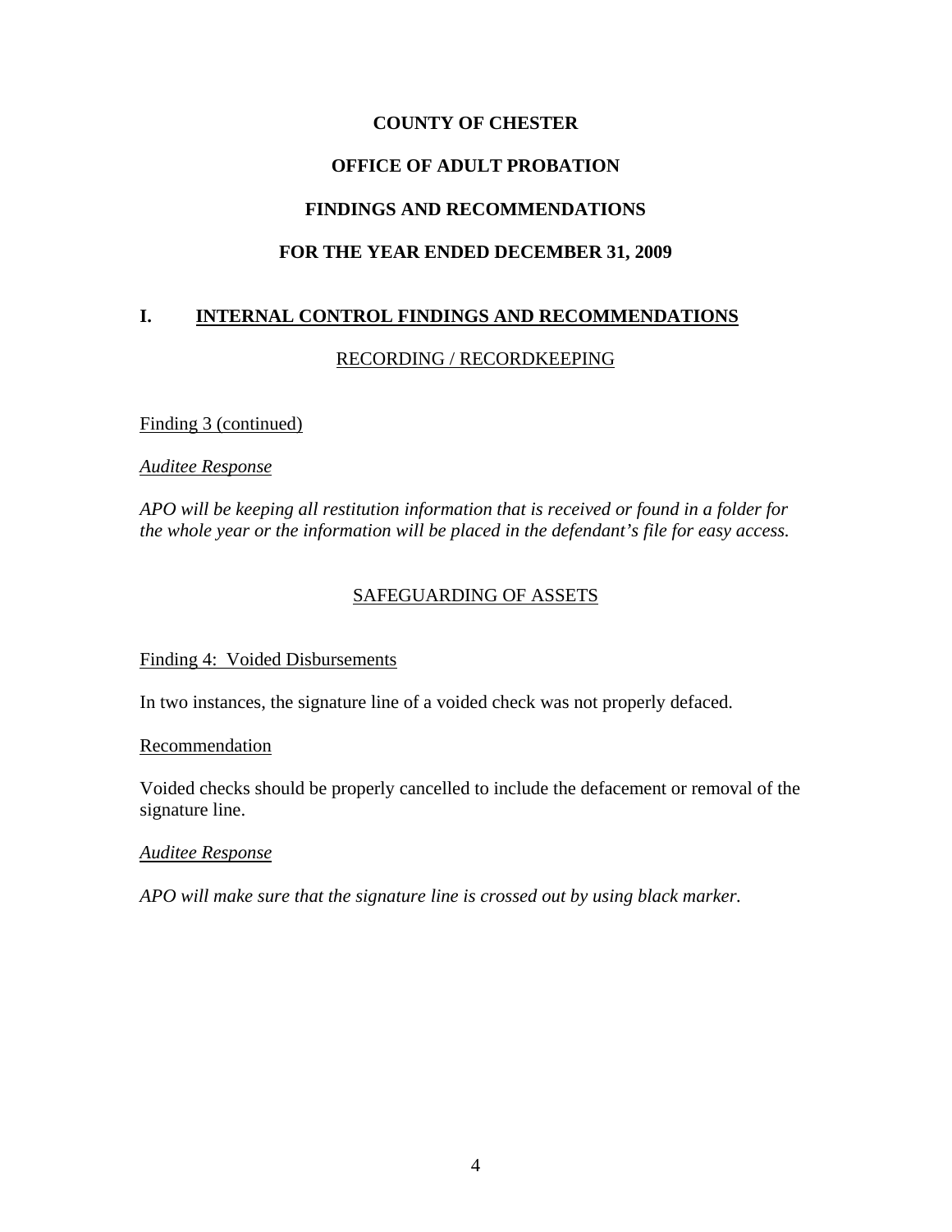**COUNTY OF CHESTER**

**OFFICE OF ADULT PROBATION**

**FINDINGS AND RECOMMENDATIONS**

**FOR THE YEAR ENDED DECEMBER 31, 2009**

## I. INTERNAL CONTROL FINDINGS AND RECOMMENDATIONS

### RECORDING / RECORDKEEPING

Finding 3 (continued)

*Auditee Response*

*APO will be keeping all restitution information that is received or found in a folder for the whole year or the information will be placed in the defendant's file for easy access.*

### SAFEGUARDING OF ASSETS

Finding 4: Voided Disbursements

In two instances, the signature line of a voided check was not properly defaced.

Recommendation

Voided checks should be properly cancelled to include the defacement or removal of the signature line.

*Auditee Response*

*APO will make sure that the signature line is crossed out by using black marker.*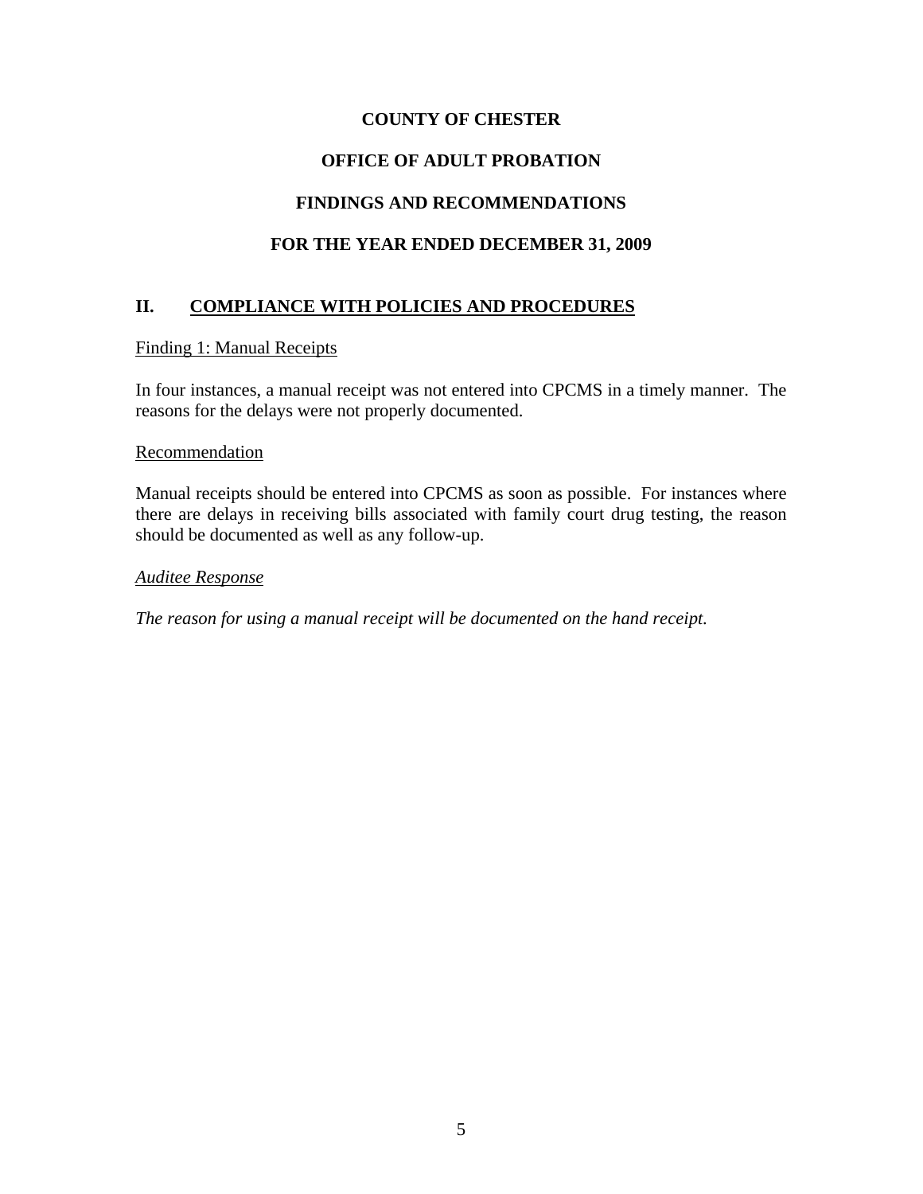**COUNTY OF CHESTER**

**OFFICE OF ADULT PROBATION**

**FINDINGS AND RECOMMENDATIONS**

**FOR THE YEAR ENDED DECEMBER 31, 2009**

## II. COMPLIANCE WITH POLICIES AND PROCEDURES

Finding 1: Manual Receipts

In four instances, a manual receipt was not entered into CPCMS in a timely manner. The reasons for the delays were not properly documented.

Recommendation

Manual receipts should be entered into CPCMS as soon as possible. For instances where there are delays in receiving bills associated with family court drug testing, the reason should be documented as well as any follow-up.

*Auditee Response*

*The reason for using a manual receipt will be documented on the hand receipt.*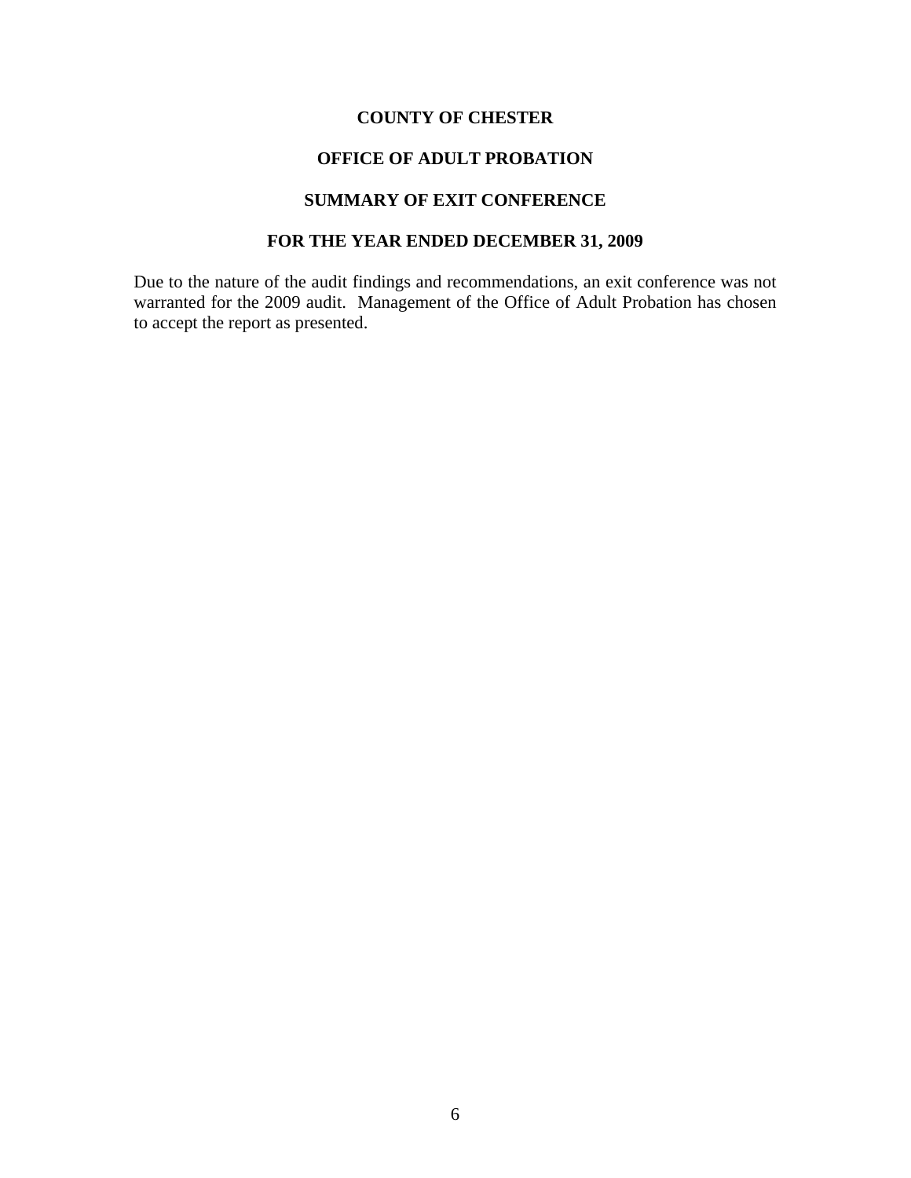**COUNTY OF CHESTER**

**OFFICE OF ADULT PROBATION**

**SUMMARY OF EXIT CONFERENCE**

**FOR THE YEAR ENDED DECEMBER 31, 2009**

Due to the nature of the audit findings and recommendations, an exit conference was not warranted for the 2009 audit. Management of the Office of Adult Probation has chosen to accept the report as presented.